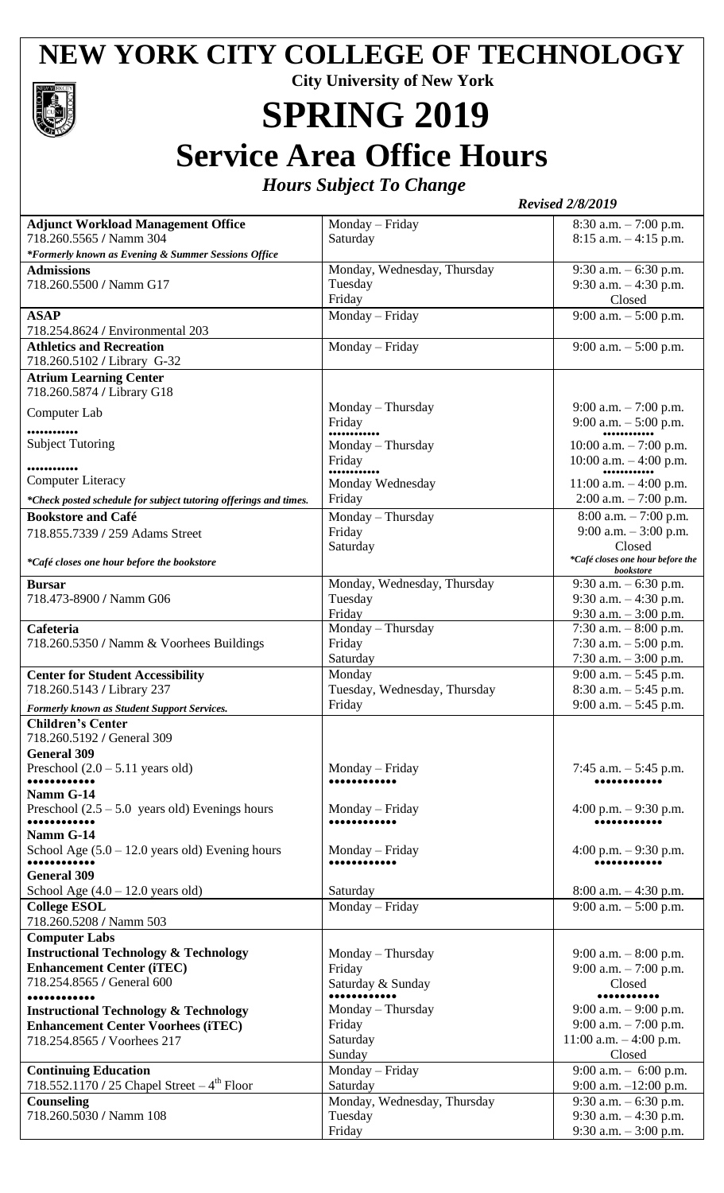# NEW YORK CITY COLLEGE OF TECHNOLOGY

**City University of New York**

# SPRING 2019

# Service Area Office Hours

*Hours Subject To Change*

*Revised 2/8/2019*

| | | |
|---|---|---|
| **Adjunct Workload Management Office**<br>718.260.5565 / Namm 304<br>*\*Formerly known as Evening & Summer Sessions Office* | Monday – Friday<br>Saturday | 8:30 a.m. – 7:00 p.m.<br>8:15 a.m. – 4:15 p.m. |
| **Admissions**<br>718.260.5500 / Namm G17 | Monday, Wednesday, Thursday<br>Tuesday<br>Friday | 9:30 a.m. – 6:30 p.m.<br>9:30 a.m. – 4:30 p.m.<br>Closed |
| **ASAP**<br>718.254.8624 / Environmental 203 | Monday – Friday | 9:00 a.m. – 5:00 p.m. |
| **Athletics and Recreation**<br>718.260.5102 / Library G-32 | Monday – Friday | 9:00 a.m. – 5:00 p.m. |
| **Atrium Learning Center**<br>718.260.5874 / Library G18<br>Computer Lab<br>••••••••••••<br>Subject Tutoring<br>••••••••••••<br>Computer Literacy<br>*\*Check posted schedule for subject tutoring offerings and times.* | Monday – Thursday<br>Friday<br>••••••••••••<br>Monday – Thursday<br>Friday<br>••••••••••••<br>Monday Wednesday<br>Friday | 9:00 a.m. – 7:00 p.m.<br>9:00 a.m. – 5:00 p.m.<br>••••••••••••<br>10:00 a.m. – 7:00 p.m.<br>10:00 a.m. – 4:00 p.m.<br>••••••••••••<br>11:00 a.m. – 4:00 p.m.<br>2:00 a.m. – 7:00 p.m. |
| **Bookstore and Café**<br>718.855.7339 / 259 Adams Street<br>*\*Café closes one hour before the bookstore* | Monday – Thursday<br>Friday<br>Saturday | 8:00 a.m. – 7:00 p.m.<br>9:00 a.m. – 3:00 p.m.<br>Closed<br>*\*Café closes one hour before the bookstore* |
| **Bursar**<br>718.473-8900 / Namm G06 | Monday, Wednesday, Thursday<br>Tuesday<br>Friday | 9:30 a.m. – 6:30 p.m.<br>9:30 a.m. – 4:30 p.m.<br>9:30 a.m. – 3:00 p.m. |
| **Cafeteria**<br>718.260.5350 / Namm & Voorhees Buildings | Monday – Thursday<br>Friday<br>Saturday | 7:30 a.m. – 8:00 p.m.<br>7:30 a.m. – 5:00 p.m.<br>7:30 a.m. – 3:00 p.m. |
| **Center for Student Accessibility**<br>718.260.5143 / Library 237<br>*Formerly known as Student Support Services.* | Monday<br>Tuesday, Wednesday, Thursday<br>Friday | 9:00 a.m. – 5:45 p.m.<br>8:30 a.m. – 5:45 p.m.<br>9:00 a.m. – 5:45 p.m. |
| **Children's Center**<br>718.260.5192 / General 309<br>**General 309**<br>Preschool (2.0 – 5.11 years old)<br>••••••••••••<br>**Namm G-14**<br>Preschool (2.5 – 5.0 years old) Evenings hours<br>••••••••••••<br>**Namm G-14**<br>School Age (5.0 – 12.0 years old) Evening hours<br>••••••••••••<br>**General 309**<br>School Age (4.0 – 12.0 years old) | Monday – Friday<br>••••••••••••<br>Monday – Friday<br>••••••••••••<br>Monday – Friday<br>••••••••••••<br>Saturday | 7:45 a.m. – 5:45 p.m.<br>••••••••••••<br>4:00 p.m. – 9:30 p.m.<br>••••••••••••<br>4:00 p.m. – 9:30 p.m.<br>••••••••••••<br>8:00 a.m. – 4:30 p.m. |
| **College ESOL**<br>718.260.5208 / Namm 503 | Monday – Friday | 9:00 a.m. – 5:00 p.m. |
| **Computer Labs**<br>**Instructional Technology & Technology Enhancement Center (iTEC)**<br>718.254.8565 / General 600<br>••••••••••••<br>**Instructional Technology & Technology Enhancement Center Voorhees (iTEC)**<br>718.254.8565 / Voorhees 217 | Monday – Thursday<br>Friday<br>Saturday & Sunday<br>••••••••••••<br>Monday – Thursday<br>Friday<br>Saturday<br>Sunday | 9:00 a.m. – 8:00 p.m.<br>9:00 a.m. – 7:00 p.m.<br>Closed<br>••••••••••••<br>9:00 a.m. – 9:00 p.m.<br>9:00 a.m. – 7:00 p.m.<br>11:00 a.m. – 4:00 p.m.<br>Closed |
| **Continuing Education**<br>718.552.1170 / 25 Chapel Street – 4th Floor | Monday – Friday<br>Saturday | 9:00 a.m. – 6:00 p.m.<br>9:00 a.m. –12:00 p.m. |
| **Counseling**<br>718.260.5030 / Namm 108 | Monday, Wednesday, Thursday<br>Tuesday<br>Friday | 9:30 a.m. – 6:30 p.m.<br>9:30 a.m. – 4:30 p.m.<br>9:30 a.m. – 3:00 p.m. |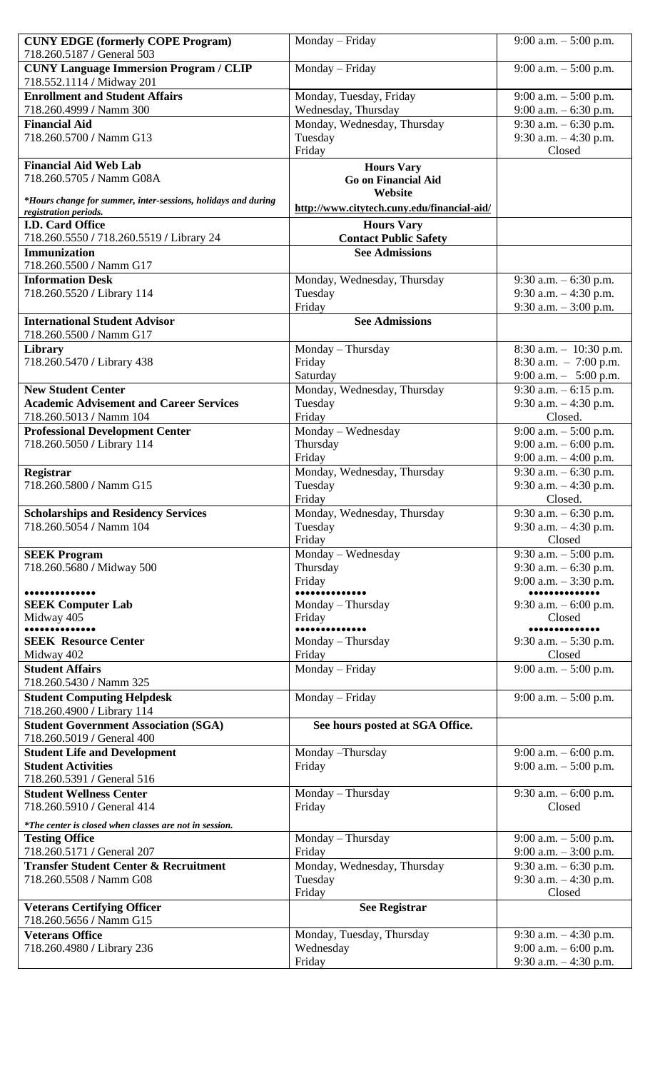| | | |
|---|---|---|
| **CUNY EDGE (formerly COPE Program)**<br>718.260.5187 / General 503 | Monday – Friday | 9:00 a.m. – 5:00 p.m. |
| **CUNY Language Immersion Program / CLIP**<br>718.552.1114 / Midway 201 | Monday – Friday | 9:00 a.m. – 5:00 p.m. |
| **Enrollment and Student Affairs**<br>718.260.4999 / Namm 300 | Monday, Tuesday, Friday<br>Wednesday, Thursday | 9:00 a.m. – 5:00 p.m.<br>9:00 a.m. – 6:30 p.m. |
| **Financial Aid**<br>718.260.5700 / Namm G13 | Monday, Wednesday, Thursday<br>Tuesday<br>Friday | 9:30 a.m. – 6:30 p.m.<br>9:30 a.m. – 4:30 p.m.<br>Closed |
| **Financial Aid Web Lab**<br>718.260.5705 / Namm G08A<br>*\*Hours change for summer, inter-sessions, holidays and during registration periods.* | **Hours Vary**<br>**Go on Financial Aid Website**<br>**http://www.citytech.cuny.edu/financial-aid/** | |
| **I.D. Card Office**<br>718.260.5550 / 718.260.5519 / Library 24 | **Hours Vary**<br>**Contact Public Safety** | |
| **Immunization**<br>718.260.5500 / Namm G17 | **See Admissions** | |
| **Information Desk**<br>718.260.5520 / Library 114 | Monday, Wednesday, Thursday<br>Tuesday<br>Friday | 9:30 a.m. – 6:30 p.m.<br>9:30 a.m. – 4:30 p.m.<br>9:30 a.m. – 3:00 p.m. |
| **International Student Advisor**<br>718.260.5500 / Namm G17 | **See Admissions** | |
| **Library**<br>718.260.5470 / Library 438 | Monday – Thursday<br>Friday<br>Saturday | 8:30 a.m. – 10:30 p.m.<br>8:30 a.m. – 7:00 p.m.<br>9:00 a.m. – 5:00 p.m. |
| **New Student Center**<br>**Academic Advisement and Career Services**<br>718.260.5013 / Namm 104 | Monday, Wednesday, Thursday<br>Tuesday<br>Friday | 9:30 a.m. – 6:15 p.m.<br>9:30 a.m. – 4:30 p.m.<br>Closed. |
| **Professional Development Center**<br>718.260.5050 / Library 114 | Monday – Wednesday<br>Thursday<br>Friday | 9:00 a.m. – 5:00 p.m.<br>9:00 a.m. – 6:00 p.m.<br>9:00 a.m. – 4:00 p.m. |
| **Registrar**<br>718.260.5800 / Namm G15 | Monday, Wednesday, Thursday<br>Tuesday<br>Friday | 9:30 a.m. – 6:30 p.m.<br>9:30 a.m. – 4:30 p.m.<br>Closed. |
| **Scholarships and Residency Services**<br>718.260.5054 / Namm 104 | Monday, Wednesday, Thursday<br>Tuesday<br>Friday | 9:30 a.m. – 6:30 p.m.<br>9:30 a.m. – 4:30 p.m.<br>Closed |
| **SEEK Program**<br>718.260.5680 / Midway 500<br>•••••••••••••<br>**SEEK Computer Lab**<br>Midway 405<br>•••••••••••••<br>**SEEK Resource Center**<br>Midway 402 | Monday – Wednesday<br>Thursday<br>Friday<br>•••••••••••••<br>Monday – Thursday<br>Friday<br>•••••••••••••<br>Monday – Thursday<br>Friday | 9:30 a.m. – 5:00 p.m.<br>9:30 a.m. – 6:30 p.m.<br>9:00 a.m. – 3:30 p.m.<br>•••••••••••••<br>9:30 a.m. – 6:00 p.m.<br>Closed<br>•••••••••••••<br>9:30 a.m. – 5:30 p.m.<br>Closed |
| **Student Affairs**<br>718.260.5430 / Namm 325 | Monday – Friday | 9:00 a.m. – 5:00 p.m. |
| **Student Computing Helpdesk**<br>718.260.4900 / Library 114 | Monday – Friday | 9:00 a.m. – 5:00 p.m. |
| **Student Government Association (SGA)**<br>718.260.5019 / General 400 | **See hours posted at SGA Office.** | |
| **Student Life and Development**<br>**Student Activities**<br>718.260.5391 / General 516 | Monday –Thursday<br>Friday | 9:00 a.m. – 6:00 p.m.<br>9:00 a.m. – 5:00 p.m. |
| **Student Wellness Center**<br>718.260.5910 / General 414<br>*\*The center is closed when classes are not in session.* | Monday – Thursday<br>Friday | 9:30 a.m. – 6:00 p.m.<br>Closed |
| **Testing Office**<br>718.260.5171 / General 207 | Monday – Thursday<br>Friday | 9:00 a.m. – 5:00 p.m.<br>9:00 a.m. – 3:00 p.m. |
| **Transfer Student Center & Recruitment**<br>718.260.5508 / Namm G08 | Monday, Wednesday, Thursday<br>Tuesday<br>Friday | 9:30 a.m. – 6:30 p.m.<br>9:30 a.m. – 4:30 p.m.<br>Closed |
| **Veterans Certifying Officer**<br>718.260.5656 / Namm G15 | **See Registrar** | |
| **Veterans Office**<br>718.260.4980 / Library 236 | Monday, Tuesday, Thursday<br>Wednesday<br>Friday | 9:30 a.m. – 4:30 p.m.<br>9:00 a.m. – 6:00 p.m.<br>9:30 a.m. – 4:30 p.m. |